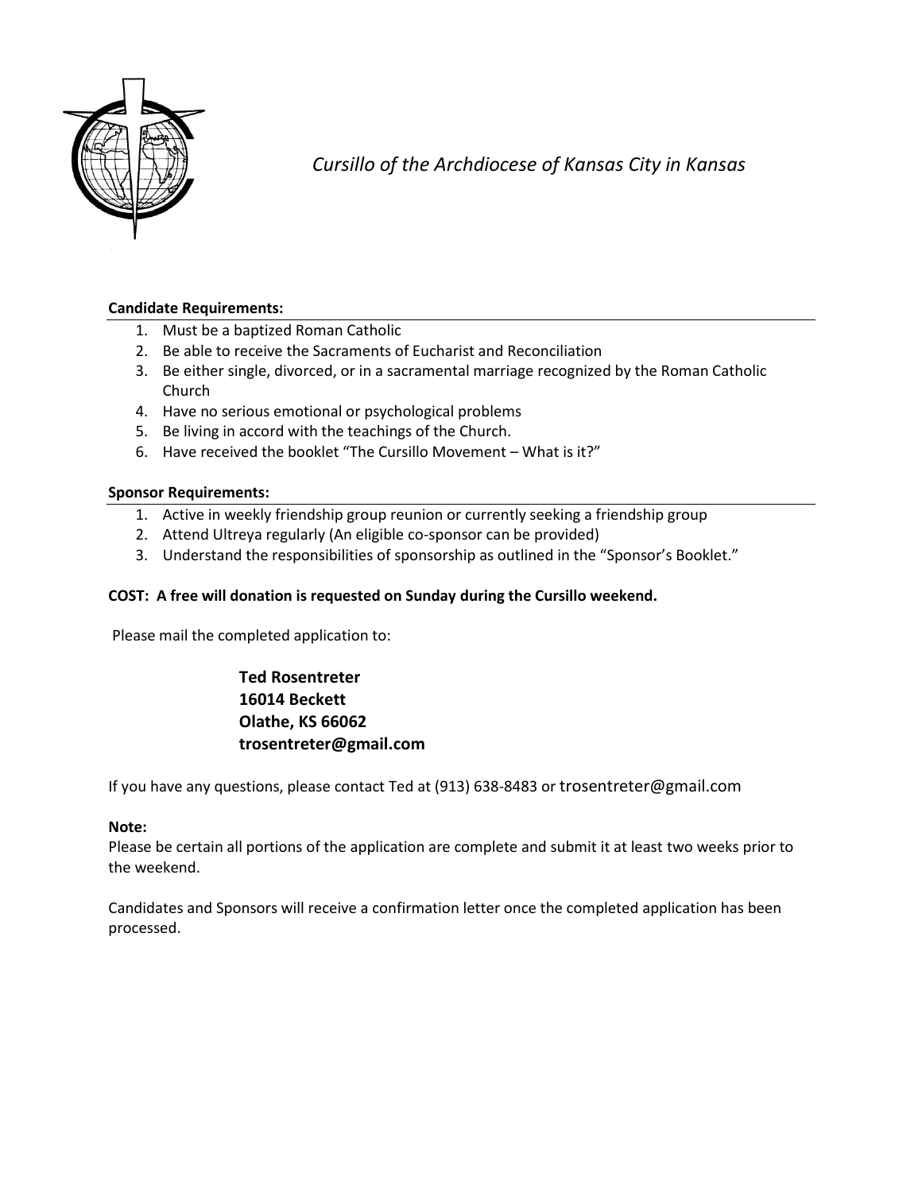*Cursillo of the Archdiocese of Kansas City in Kansas*

**Candidate Requirements:**

1. Must be a baptized Roman Catholic
2. Be able to receive the Sacraments of Eucharist and Reconciliation
3. Be either single, divorced, or in a sacramental marriage recognized by the Roman Catholic Church
4. Have no serious emotional or psychological problems
5. Be living in accord with the teachings of the Church.
6. Have received the booklet "The Cursillo Movement – What is it?"

**Sponsor Requirements:**

1. Active in weekly friendship group reunion or currently seeking a friendship group
2. Attend Ultreya regularly (An eligible co-sponsor can be provided)
3. Understand the responsibilities of sponsorship as outlined in the "Sponsor's Booklet."

**COST: A free will donation is requested on Sunday during the Cursillo weekend.**

Please mail the completed application to:

**Ted Rosentreter**
**16014 Beckett**
**Olathe, KS 66062**
**trosentreter@gmail.com**

If you have any questions, please contact Ted at (913) 638-8483 or trosentreter@gmail.com

**Note:**
Please be certain all portions of the application are complete and submit it at least two weeks prior to the weekend.

Candidates and Sponsors will receive a confirmation letter once the completed application has been processed.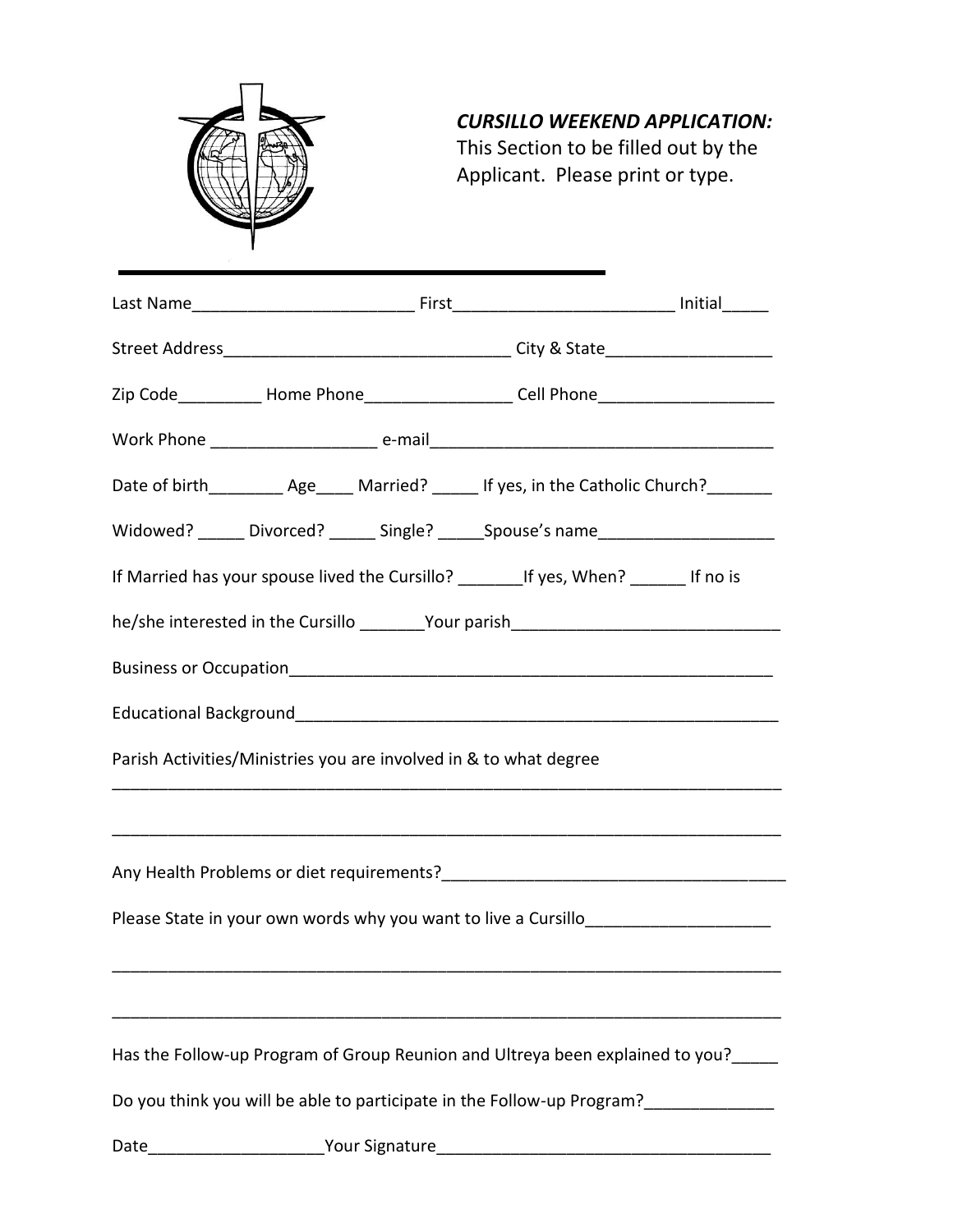***CURSILLO WEEKEND APPLICATION:***
This Section to be filled out by the Applicant. Please print or type.

Last Name________________________ First________________________ Initial_____

Street Address______________________________ City & State_________________

Zip Code_________ Home Phone________________ Cell Phone___________________

Work Phone __________________ e-mail_____________________________________

Date of birth________ Age____ Married? _____ If yes, in the Catholic Church?_______

Widowed? _____ Divorced? _____ Single? _____Spouse's name___________________

If Married has your spouse lived the Cursillo? _______If yes, When? ______ If no is he/she interested in the Cursillo _______Your parish_____________________________

Business or Occupation______________________________________________________

Educational Background_____________________________________________________

Parish Activities/Ministries you are involved in & to what degree

___________________________________________________________________________

___________________________________________________________________________

Any Health Problems or diet requirements?_____________________________________

Please State in your own words why you want to live a Cursillo____________________

___________________________________________________________________________

___________________________________________________________________________

Has the Follow-up Program of Group Reunion and Ultreya been explained to you?_____

Do you think you will be able to participate in the Follow-up Program?______________

Date___________________Your Signature____________________________________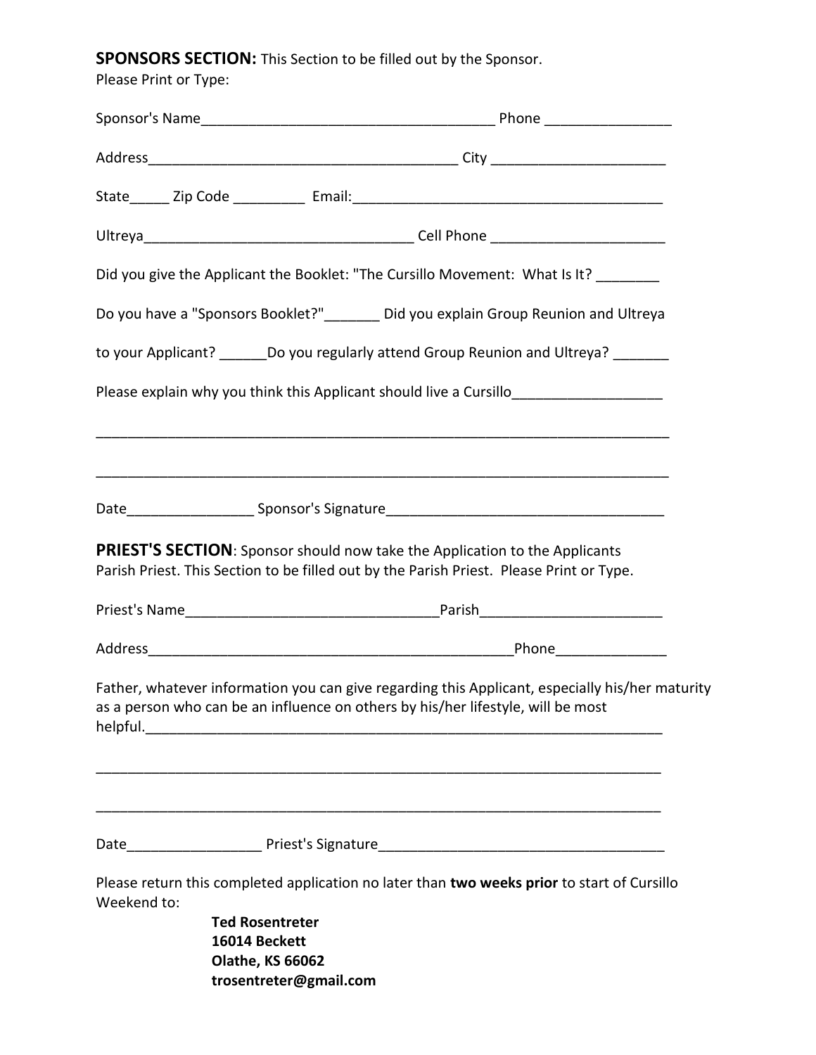**SPONSORS SECTION:** This Section to be filled out by the Sponsor.
Please Print or Type:

Sponsor's Name_____________________________________ Phone _______________

Address_______________________________________ City _____________________

State_____ Zip Code _________ Email:______________________________________

Ultreya__________________________________ Cell Phone _____________________

Did you give the Applicant the Booklet: "The Cursillo Movement: What Is It? ________

Do you have a "Sponsors Booklet?"_______ Did you explain Group Reunion and Ultreya

to your Applicant? ______Do you regularly attend Group Reunion and Ultreya? _______

Please explain why you think this Applicant should live a Cursillo__________________

__________________________________________________________________________

__________________________________________________________________________

Date________________ Sponsor's Signature___________________________________

**PRIEST'S SECTION**: Sponsor should now take the Application to the Applicants Parish Priest. This Section to be filled out by the Parish Priest. Please Print or Type.

Priest's Name________________________________Parish______________________

Address_______________________________________________Phone_____________

Father, whatever information you can give regarding this Applicant, especially his/her maturity as a person who can be an influence on others by his/her lifestyle, will be most helpful.____________________________________________________________________

__________________________________________________________________________

__________________________________________________________________________

Date_________________ Priest's Signature____________________________________

Please return this completed application no later than **two weeks prior** to start of Cursillo Weekend to:

**Ted Rosentreter**
**16014 Beckett**
**Olathe, KS 66062**
**trosentreter@gmail.com**